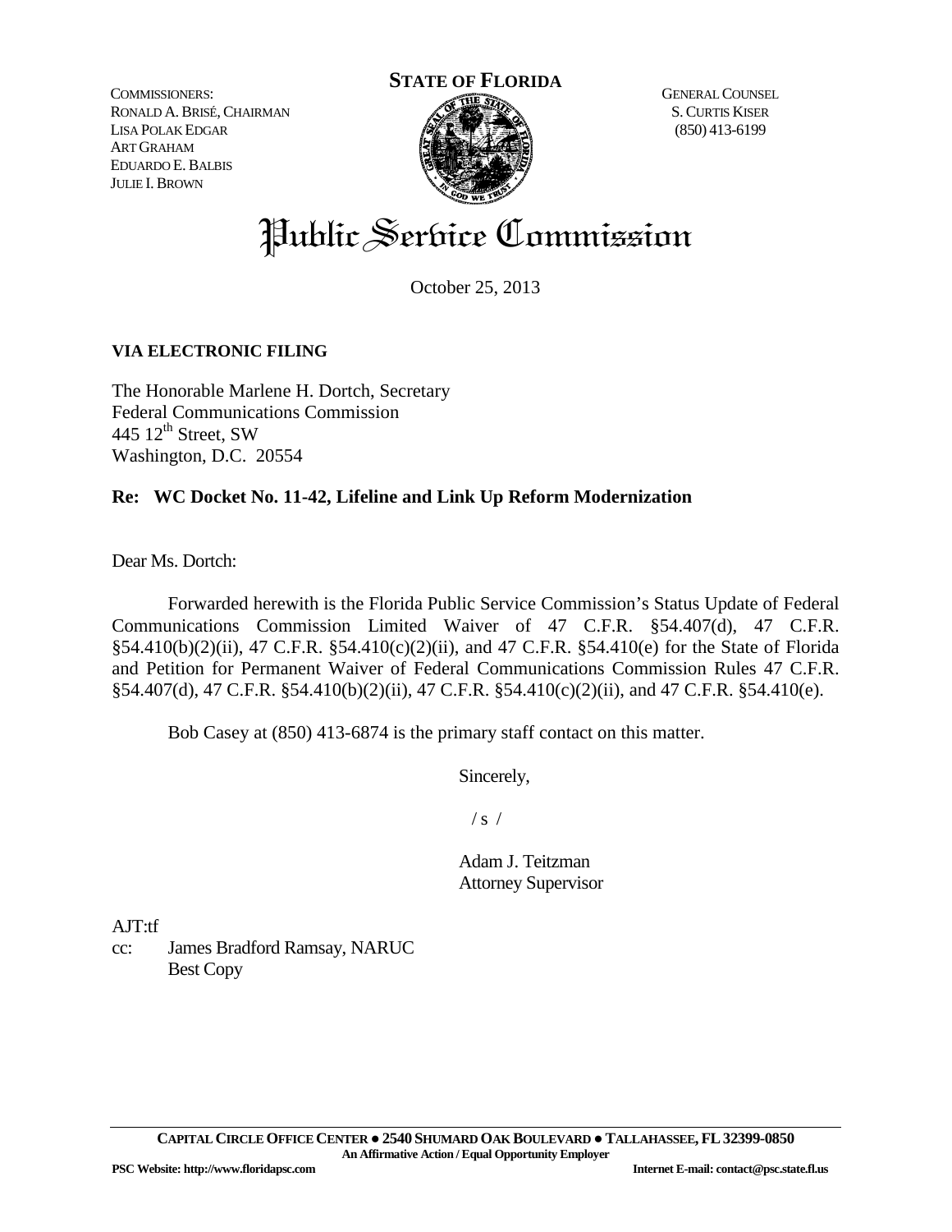COMMISSIONERS:
RONALD A. BRISÉ, CHAIRMAN
LISA POLAK EDGAR
ART GRAHAM
EDUARDO E. BALBIS
JULIE I. BROWN

**STATE OF FLORIDA**

GENERAL COUNSEL
S. CURTIS KISER
(850) 413-6199

# Public Service Commission

October 25, 2013

**VIA ELECTRONIC FILING**

The Honorable Marlene H. Dortch, Secretary
Federal Communications Commission
445 12th Street, SW
Washington, D.C. 20554

**Re: WC Docket No. 11-42, Lifeline and Link Up Reform Modernization**

Dear Ms. Dortch:

Forwarded herewith is the Florida Public Service Commission's Status Update of Federal Communications Commission Limited Waiver of 47 C.F.R. §54.407(d), 47 C.F.R. §54.410(b)(2)(ii), 47 C.F.R. §54.410(c)(2)(ii), and 47 C.F.R. §54.410(e) for the State of Florida and Petition for Permanent Waiver of Federal Communications Commission Rules 47 C.F.R. §54.407(d), 47 C.F.R. §54.410(b)(2)(ii), 47 C.F.R. §54.410(c)(2)(ii), and 47 C.F.R. §54.410(e).

Bob Casey at (850) 413-6874 is the primary staff contact on this matter.

Sincerely,

/ s /

Adam J. Teitzman
Attorney Supervisor

AJT:tf
cc: James Bradford Ramsay, NARUC
Best Copy

CAPITAL CIRCLE OFFICE CENTER ● 2540 SHUMARD OAK BOULEVARD ● TALLAHASSEE, FL 32399-0850
An Affirmative Action / Equal Opportunity Employer
PSC Website: http://www.floridapsc.com Internet E-mail: contact@psc.state.fl.us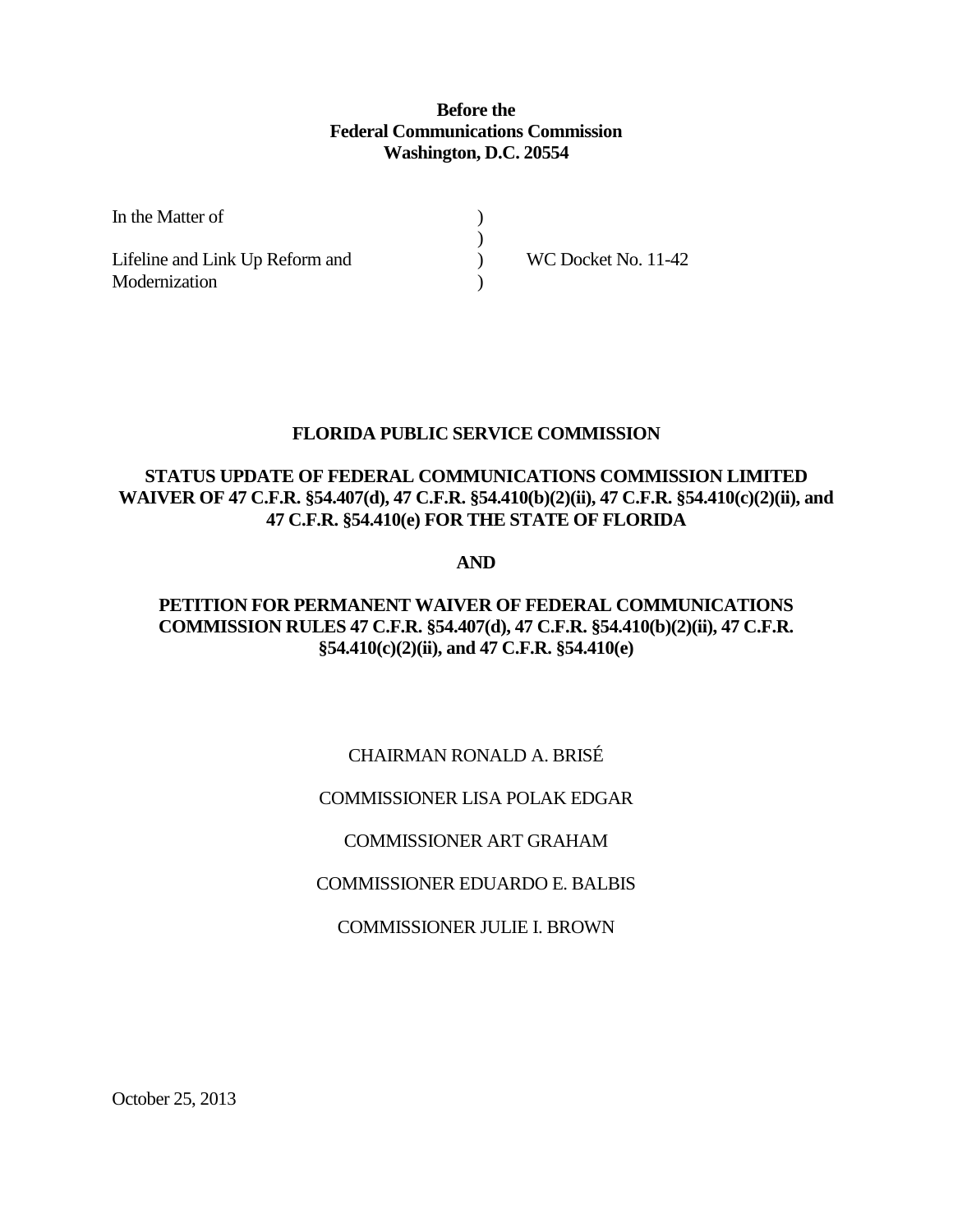**Before the**
**Federal Communications Commission**
**Washington, D.C. 20554**

| | | |
|---|---|---|
| In the Matter of | ) | |
| | ) | |
| Lifeline and Link Up Reform and | ) | WC Docket No. 11-42 |
| Modernization | ) | |

**FLORIDA PUBLIC SERVICE COMMISSION**

**STATUS UPDATE OF FEDERAL COMMUNICATIONS COMMISSION LIMITED WAIVER OF 47 C.F.R. §54.407(d), 47 C.F.R. §54.410(b)(2)(ii), 47 C.F.R. §54.410(c)(2)(ii), and 47 C.F.R. §54.410(e) FOR THE STATE OF FLORIDA**

**AND**

**PETITION FOR PERMANENT WAIVER OF FEDERAL COMMUNICATIONS COMMISSION RULES 47 C.F.R. §54.407(d), 47 C.F.R. §54.410(b)(2)(ii), 47 C.F.R. §54.410(c)(2)(ii), and 47 C.F.R. §54.410(e)**

CHAIRMAN RONALD A. BRISÉ

COMMISSIONER LISA POLAK EDGAR

COMMISSIONER ART GRAHAM

COMMISSIONER EDUARDO E. BALBIS

COMMISSIONER JULIE I. BROWN

October 25, 2013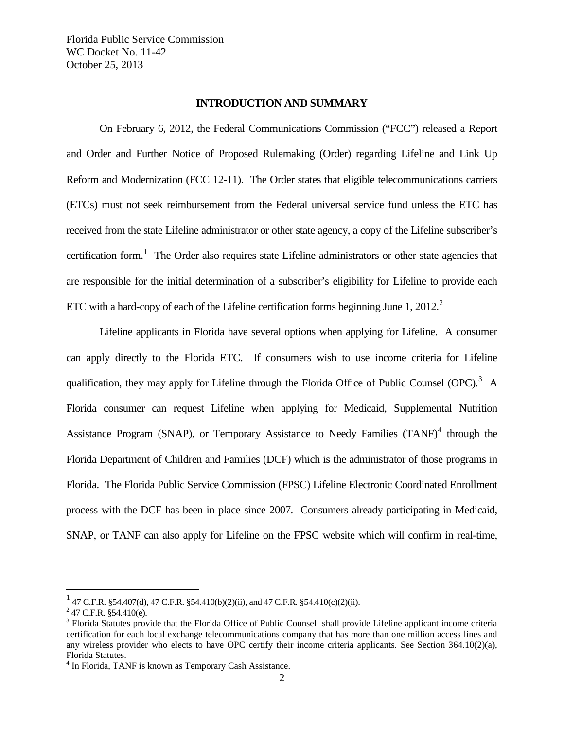## INTRODUCTION AND SUMMARY

On February 6, 2012, the Federal Communications Commission ("FCC") released a Report and Order and Further Notice of Proposed Rulemaking (Order) regarding Lifeline and Link Up Reform and Modernization (FCC 12-11). The Order states that eligible telecommunications carriers (ETCs) must not seek reimbursement from the Federal universal service fund unless the ETC has received from the state Lifeline administrator or other state agency, a copy of the Lifeline subscriber's certification form.[1] The Order also requires state Lifeline administrators or other state agencies that are responsible for the initial determination of a subscriber's eligibility for Lifeline to provide each ETC with a hard-copy of each of the Lifeline certification forms beginning June 1, 2012.[2]

Lifeline applicants in Florida have several options when applying for Lifeline. A consumer can apply directly to the Florida ETC. If consumers wish to use income criteria for Lifeline qualification, they may apply for Lifeline through the Florida Office of Public Counsel (OPC).[3] A Florida consumer can request Lifeline when applying for Medicaid, Supplemental Nutrition Assistance Program (SNAP), or Temporary Assistance to Needy Families (TANF)[4] through the Florida Department of Children and Families (DCF) which is the administrator of those programs in Florida. The Florida Public Service Commission (FPSC) Lifeline Electronic Coordinated Enrollment process with the DCF has been in place since 2007. Consumers already participating in Medicaid, SNAP, or TANF can also apply for Lifeline on the FPSC website which will confirm in real-time,

---

[1] 47 C.F.R. §54.407(d), 47 C.F.R. §54.410(b)(2)(ii), and 47 C.F.R. §54.410(c)(2)(ii).

[2] 47 C.F.R. §54.410(e).

[3] Florida Statutes provide that the Florida Office of Public Counsel shall provide Lifeline applicant income criteria certification for each local exchange telecommunications company that has more than one million access lines and any wireless provider who elects to have OPC certify their income criteria applicants. See Section 364.10(2)(a), Florida Statutes.

[4] In Florida, TANF is known as Temporary Cash Assistance.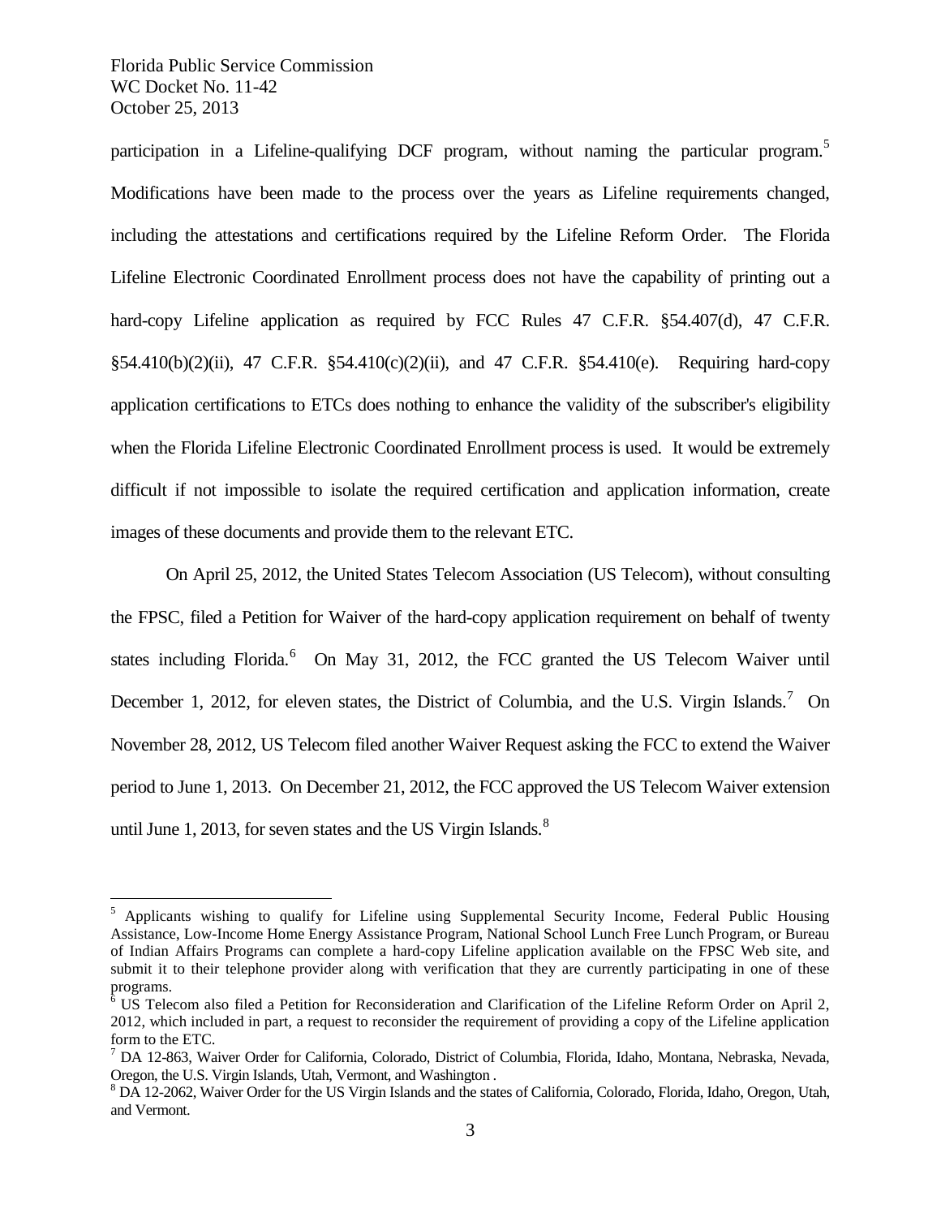participation in a Lifeline-qualifying DCF program, without naming the particular program.[5] Modifications have been made to the process over the years as Lifeline requirements changed, including the attestations and certifications required by the Lifeline Reform Order. The Florida Lifeline Electronic Coordinated Enrollment process does not have the capability of printing out a hard-copy Lifeline application as required by FCC Rules 47 C.F.R. §54.407(d), 47 C.F.R. §54.410(b)(2)(ii), 47 C.F.R. §54.410(c)(2)(ii), and 47 C.F.R. §54.410(e). Requiring hard-copy application certifications to ETCs does nothing to enhance the validity of the subscriber's eligibility when the Florida Lifeline Electronic Coordinated Enrollment process is used. It would be extremely difficult if not impossible to isolate the required certification and application information, create images of these documents and provide them to the relevant ETC.

On April 25, 2012, the United States Telecom Association (US Telecom), without consulting the FPSC, filed a Petition for Waiver of the hard-copy application requirement on behalf of twenty states including Florida.[6] On May 31, 2012, the FCC granted the US Telecom Waiver until December 1, 2012, for eleven states, the District of Columbia, and the U.S. Virgin Islands.[7] On November 28, 2012, US Telecom filed another Waiver Request asking the FCC to extend the Waiver period to June 1, 2013. On December 21, 2012, the FCC approved the US Telecom Waiver extension until June 1, 2013, for seven states and the US Virgin Islands.[8]

---

[5] Applicants wishing to qualify for Lifeline using Supplemental Security Income, Federal Public Housing Assistance, Low-Income Home Energy Assistance Program, National School Lunch Free Lunch Program, or Bureau of Indian Affairs Programs can complete a hard-copy Lifeline application available on the FPSC Web site, and submit it to their telephone provider along with verification that they are currently participating in one of these programs.

[6] US Telecom also filed a Petition for Reconsideration and Clarification of the Lifeline Reform Order on April 2, 2012, which included in part, a request to reconsider the requirement of providing a copy of the Lifeline application form to the ETC.

[7] DA 12-863, Waiver Order for California, Colorado, District of Columbia, Florida, Idaho, Montana, Nebraska, Nevada, Oregon, the U.S. Virgin Islands, Utah, Vermont, and Washington .

[8] DA 12-2062, Waiver Order for the US Virgin Islands and the states of California, Colorado, Florida, Idaho, Oregon, Utah, and Vermont.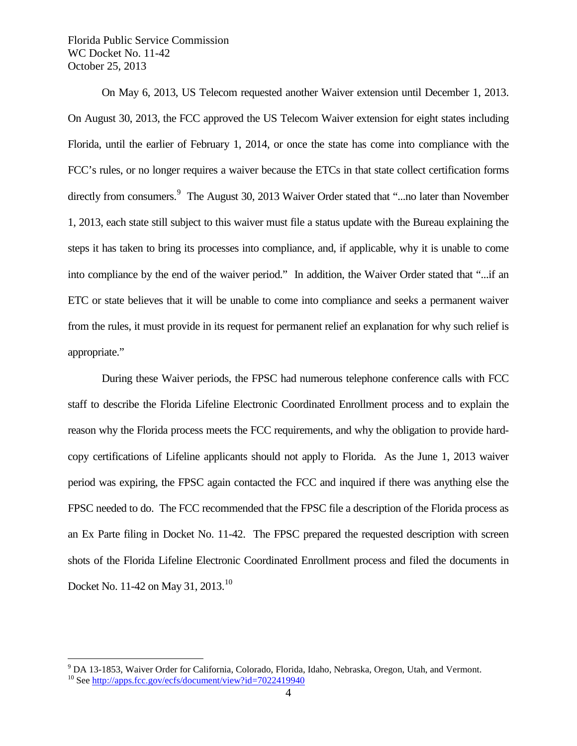On May 6, 2013, US Telecom requested another Waiver extension until December 1, 2013. On August 30, 2013, the FCC approved the US Telecom Waiver extension for eight states including Florida, until the earlier of February 1, 2014, or once the state has come into compliance with the FCC's rules, or no longer requires a waiver because the ETCs in that state collect certification forms directly from consumers.[9] The August 30, 2013 Waiver Order stated that "...no later than November 1, 2013, each state still subject to this waiver must file a status update with the Bureau explaining the steps it has taken to bring its processes into compliance, and, if applicable, why it is unable to come into compliance by the end of the waiver period." In addition, the Waiver Order stated that "...if an ETC or state believes that it will be unable to come into compliance and seeks a permanent waiver from the rules, it must provide in its request for permanent relief an explanation for why such relief is appropriate."

During these Waiver periods, the FPSC had numerous telephone conference calls with FCC staff to describe the Florida Lifeline Electronic Coordinated Enrollment process and to explain the reason why the Florida process meets the FCC requirements, and why the obligation to provide hard-copy certifications of Lifeline applicants should not apply to Florida. As the June 1, 2013 waiver period was expiring, the FPSC again contacted the FCC and inquired if there was anything else the FPSC needed to do. The FCC recommended that the FPSC file a description of the Florida process as an Ex Parte filing in Docket No. 11-42. The FPSC prepared the requested description with screen shots of the Florida Lifeline Electronic Coordinated Enrollment process and filed the documents in Docket No. 11-42 on May 31, 2013.[10]

---

[9] DA 13-1853, Waiver Order for California, Colorado, Florida, Idaho, Nebraska, Oregon, Utah, and Vermont.

[10] See http://apps.fcc.gov/ecfs/document/view?id=7022419940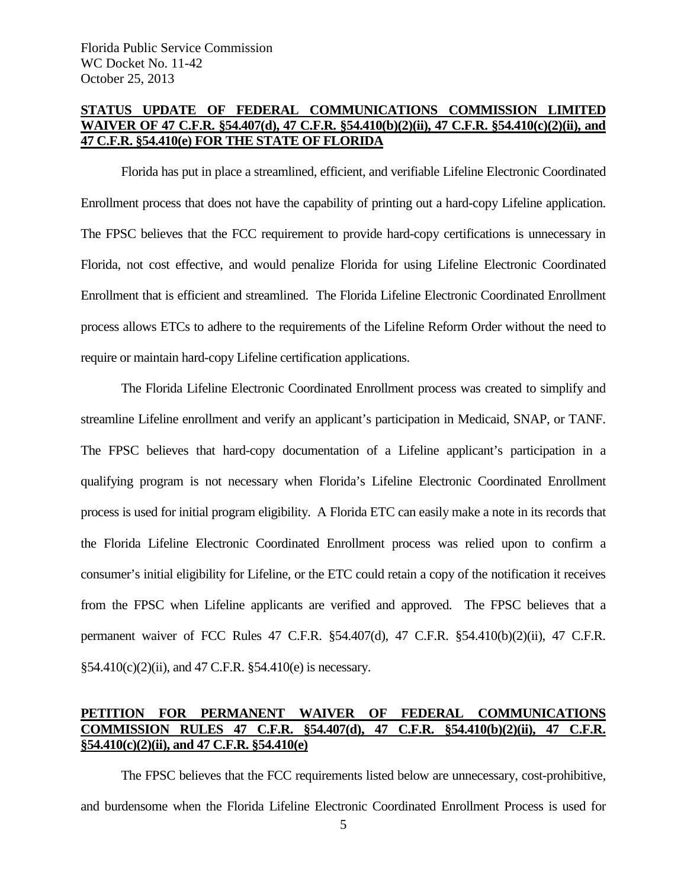**STATUS UPDATE OF FEDERAL COMMUNICATIONS COMMISSION LIMITED WAIVER OF 47 C.F.R. §54.407(d), 47 C.F.R. §54.410(b)(2)(ii), 47 C.F.R. §54.410(c)(2)(ii), and 47 C.F.R. §54.410(e) FOR THE STATE OF FLORIDA**

Florida has put in place a streamlined, efficient, and verifiable Lifeline Electronic Coordinated Enrollment process that does not have the capability of printing out a hard-copy Lifeline application. The FPSC believes that the FCC requirement to provide hard-copy certifications is unnecessary in Florida, not cost effective, and would penalize Florida for using Lifeline Electronic Coordinated Enrollment that is efficient and streamlined. The Florida Lifeline Electronic Coordinated Enrollment process allows ETCs to adhere to the requirements of the Lifeline Reform Order without the need to require or maintain hard-copy Lifeline certification applications.

The Florida Lifeline Electronic Coordinated Enrollment process was created to simplify and streamline Lifeline enrollment and verify an applicant's participation in Medicaid, SNAP, or TANF. The FPSC believes that hard-copy documentation of a Lifeline applicant's participation in a qualifying program is not necessary when Florida's Lifeline Electronic Coordinated Enrollment process is used for initial program eligibility. A Florida ETC can easily make a note in its records that the Florida Lifeline Electronic Coordinated Enrollment process was relied upon to confirm a consumer's initial eligibility for Lifeline, or the ETC could retain a copy of the notification it receives from the FPSC when Lifeline applicants are verified and approved. The FPSC believes that a permanent waiver of FCC Rules 47 C.F.R. §54.407(d), 47 C.F.R. §54.410(b)(2)(ii), 47 C.F.R. §54.410(c)(2)(ii), and 47 C.F.R. §54.410(e) is necessary.

**PETITION FOR PERMANENT WAIVER OF FEDERAL COMMUNICATIONS COMMISSION RULES 47 C.F.R. §54.407(d), 47 C.F.R. §54.410(b)(2)(ii), 47 C.F.R. §54.410(c)(2)(ii), and 47 C.F.R. §54.410(e)**

The FPSC believes that the FCC requirements listed below are unnecessary, cost-prohibitive, and burdensome when the Florida Lifeline Electronic Coordinated Enrollment Process is used for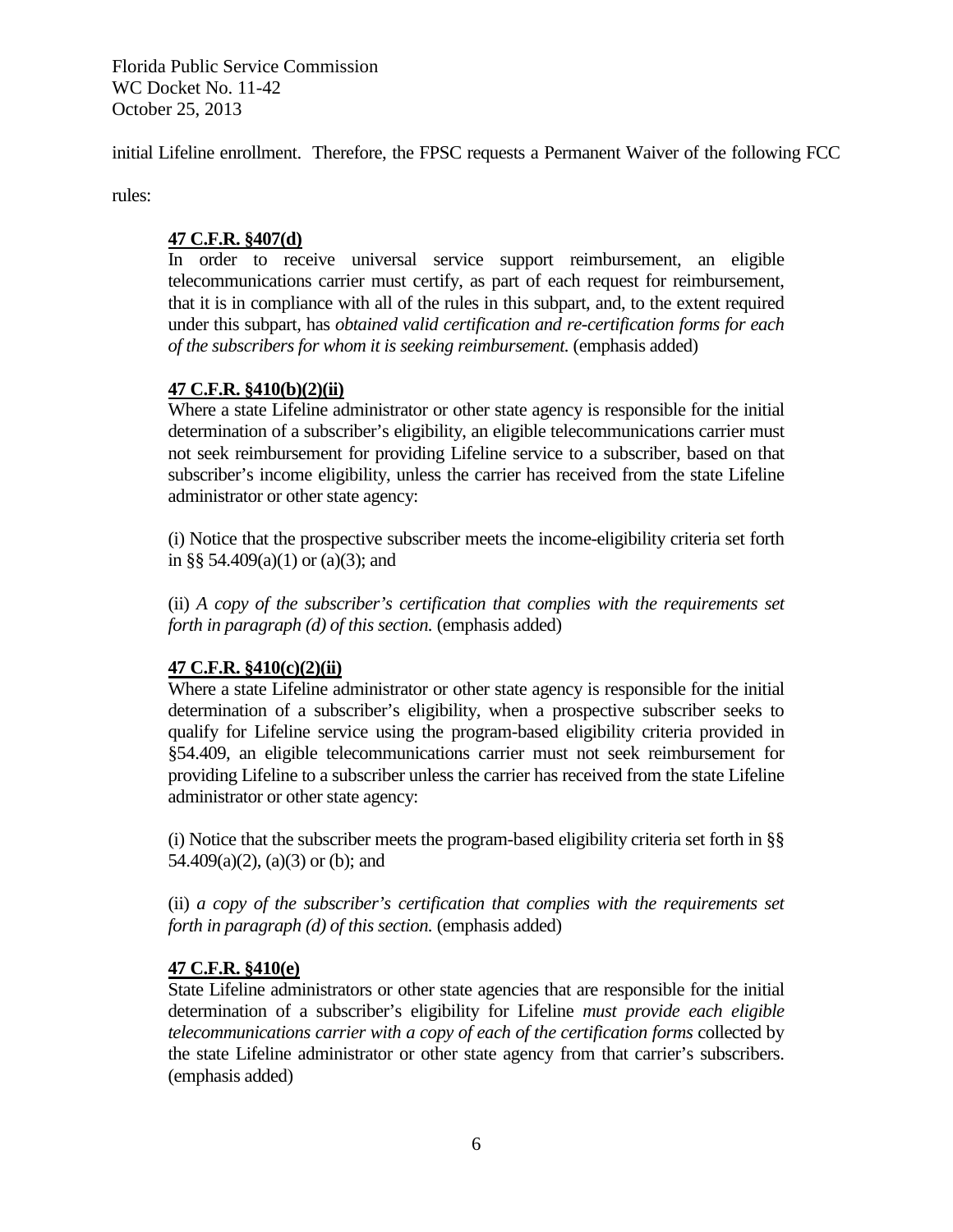initial Lifeline enrollment. Therefore, the FPSC requests a Permanent Waiver of the following FCC rules:

> **<u>47 C.F.R. §407(d)</u>**
>
> In order to receive universal service support reimbursement, an eligible telecommunications carrier must certify, as part of each request for reimbursement, that it is in compliance with all of the rules in this subpart, and, to the extent required under this subpart, has *obtained valid certification and re-certification forms for each of the subscribers for whom it is seeking reimbursement.* (emphasis added)
>
> **<u>47 C.F.R. §410(b)(2)(ii)</u>**
>
> Where a state Lifeline administrator or other state agency is responsible for the initial determination of a subscriber's eligibility, an eligible telecommunications carrier must not seek reimbursement for providing Lifeline service to a subscriber, based on that subscriber's income eligibility, unless the carrier has received from the state Lifeline administrator or other state agency:
>
> (i) Notice that the prospective subscriber meets the income-eligibility criteria set forth in §§ 54.409(a)(1) or (a)(3); and
>
> (ii) *A copy of the subscriber's certification that complies with the requirements set forth in paragraph (d) of this section.* (emphasis added)
>
> **<u>47 C.F.R. §410(c)(2)(ii)</u>**
>
> Where a state Lifeline administrator or other state agency is responsible for the initial determination of a subscriber's eligibility, when a prospective subscriber seeks to qualify for Lifeline service using the program-based eligibility criteria provided in §54.409, an eligible telecommunications carrier must not seek reimbursement for providing Lifeline to a subscriber unless the carrier has received from the state Lifeline administrator or other state agency:
>
> (i) Notice that the subscriber meets the program-based eligibility criteria set forth in §§ 54.409(a)(2), (a)(3) or (b); and
>
> (ii) *a copy of the subscriber's certification that complies with the requirements set forth in paragraph (d) of this section.* (emphasis added)
>
> **<u>47 C.F.R. §410(e)</u>**
>
> State Lifeline administrators or other state agencies that are responsible for the initial determination of a subscriber's eligibility for Lifeline *must provide each eligible telecommunications carrier with a copy of each of the certification forms* collected by the state Lifeline administrator or other state agency from that carrier's subscribers. (emphasis added)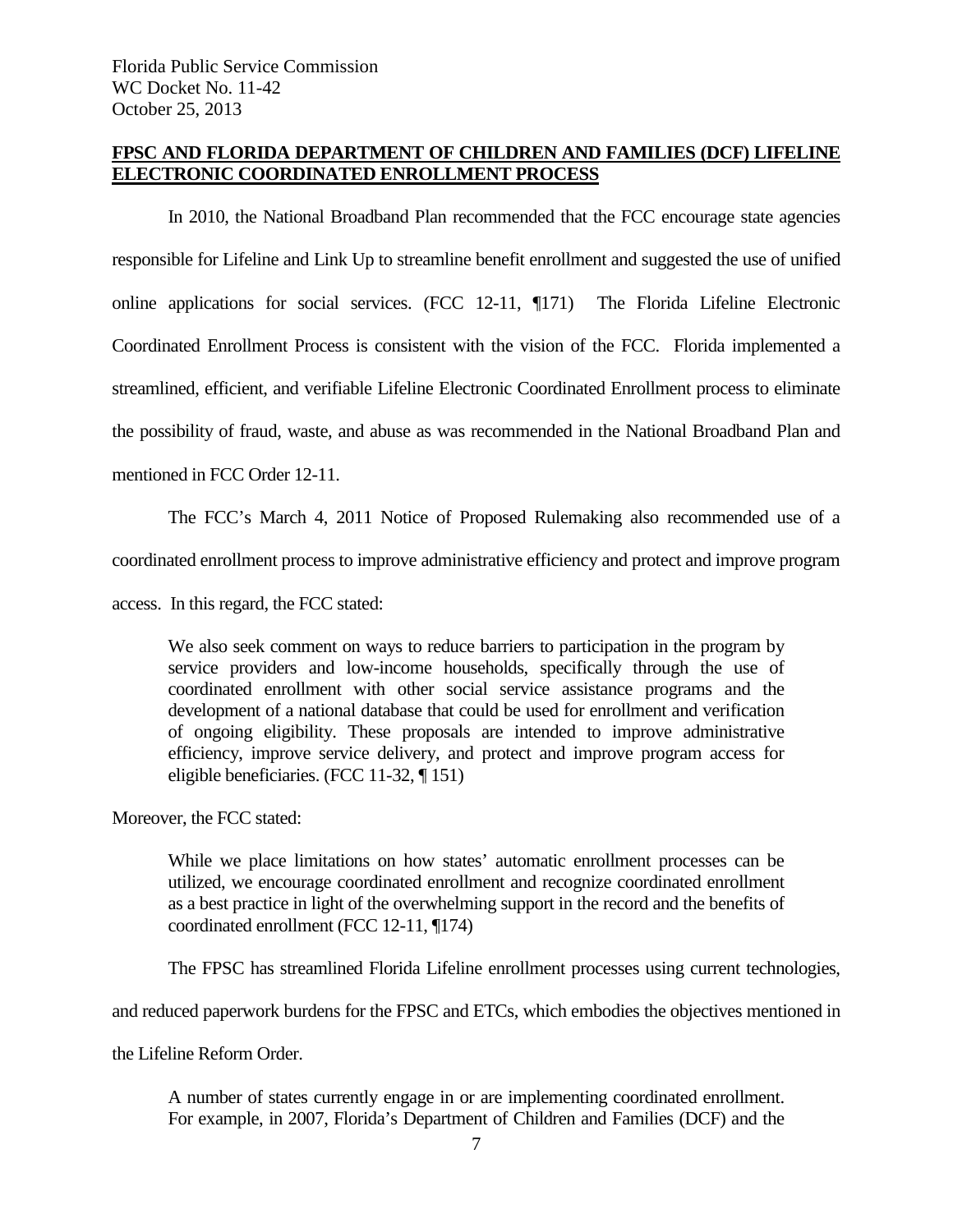Florida Public Service Commission
WC Docket No. 11-42
October 25, 2013

**FPSC AND FLORIDA DEPARTMENT OF CHILDREN AND FAMILIES (DCF) LIFELINE ELECTRONIC COORDINATED ENROLLMENT PROCESS**

In 2010, the National Broadband Plan recommended that the FCC encourage state agencies responsible for Lifeline and Link Up to streamline benefit enrollment and suggested the use of unified online applications for social services. (FCC 12-11, ¶171) The Florida Lifeline Electronic Coordinated Enrollment Process is consistent with the vision of the FCC. Florida implemented a streamlined, efficient, and verifiable Lifeline Electronic Coordinated Enrollment process to eliminate the possibility of fraud, waste, and abuse as was recommended in the National Broadband Plan and mentioned in FCC Order 12-11.

The FCC's March 4, 2011 Notice of Proposed Rulemaking also recommended use of a coordinated enrollment process to improve administrative efficiency and protect and improve program access. In this regard, the FCC stated:

> We also seek comment on ways to reduce barriers to participation in the program by service providers and low-income households, specifically through the use of coordinated enrollment with other social service assistance programs and the development of a national database that could be used for enrollment and verification of ongoing eligibility. These proposals are intended to improve administrative efficiency, improve service delivery, and protect and improve program access for eligible beneficiaries. (FCC 11-32, ¶ 151)

Moreover, the FCC stated:

> While we place limitations on how states' automatic enrollment processes can be utilized, we encourage coordinated enrollment and recognize coordinated enrollment as a best practice in light of the overwhelming support in the record and the benefits of coordinated enrollment (FCC 12-11, ¶174)

The FPSC has streamlined Florida Lifeline enrollment processes using current technologies, and reduced paperwork burdens for the FPSC and ETCs, which embodies the objectives mentioned in the Lifeline Reform Order.

> A number of states currently engage in or are implementing coordinated enrollment. For example, in 2007, Florida's Department of Children and Families (DCF) and the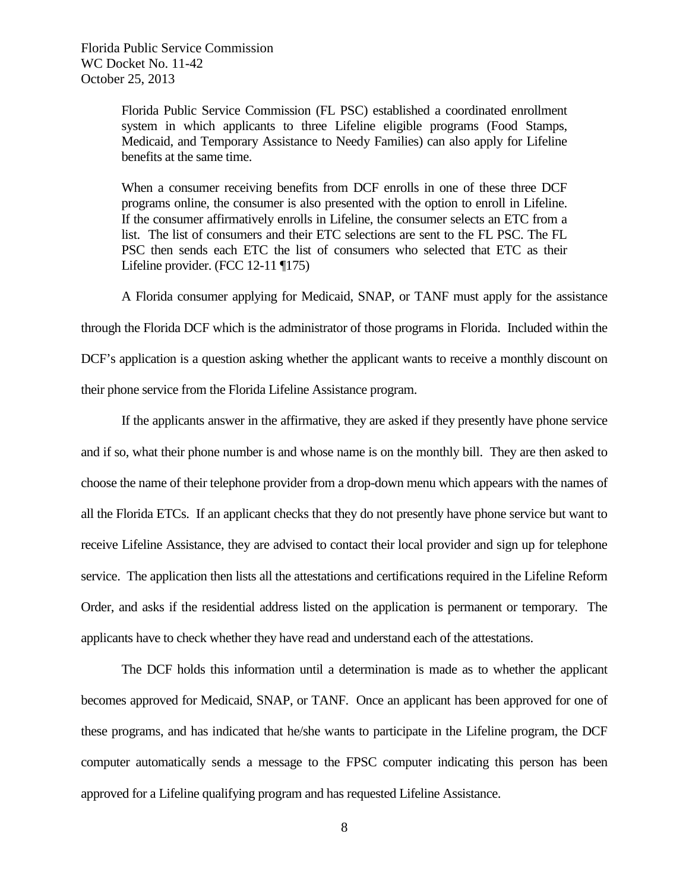> Florida Public Service Commission (FL PSC) established a coordinated enrollment system in which applicants to three Lifeline eligible programs (Food Stamps, Medicaid, and Temporary Assistance to Needy Families) can also apply for Lifeline benefits at the same time.
>
> When a consumer receiving benefits from DCF enrolls in one of these three DCF programs online, the consumer is also presented with the option to enroll in Lifeline. If the consumer affirmatively enrolls in Lifeline, the consumer selects an ETC from a list. The list of consumers and their ETC selections are sent to the FL PSC. The FL PSC then sends each ETC the list of consumers who selected that ETC as their Lifeline provider. (FCC 12-11 ¶175)

A Florida consumer applying for Medicaid, SNAP, or TANF must apply for the assistance through the Florida DCF which is the administrator of those programs in Florida. Included within the DCF's application is a question asking whether the applicant wants to receive a monthly discount on their phone service from the Florida Lifeline Assistance program.

If the applicants answer in the affirmative, they are asked if they presently have phone service and if so, what their phone number is and whose name is on the monthly bill. They are then asked to choose the name of their telephone provider from a drop-down menu which appears with the names of all the Florida ETCs. If an applicant checks that they do not presently have phone service but want to receive Lifeline Assistance, they are advised to contact their local provider and sign up for telephone service. The application then lists all the attestations and certifications required in the Lifeline Reform Order, and asks if the residential address listed on the application is permanent or temporary. The applicants have to check whether they have read and understand each of the attestations.

The DCF holds this information until a determination is made as to whether the applicant becomes approved for Medicaid, SNAP, or TANF. Once an applicant has been approved for one of these programs, and has indicated that he/she wants to participate in the Lifeline program, the DCF computer automatically sends a message to the FPSC computer indicating this person has been approved for a Lifeline qualifying program and has requested Lifeline Assistance.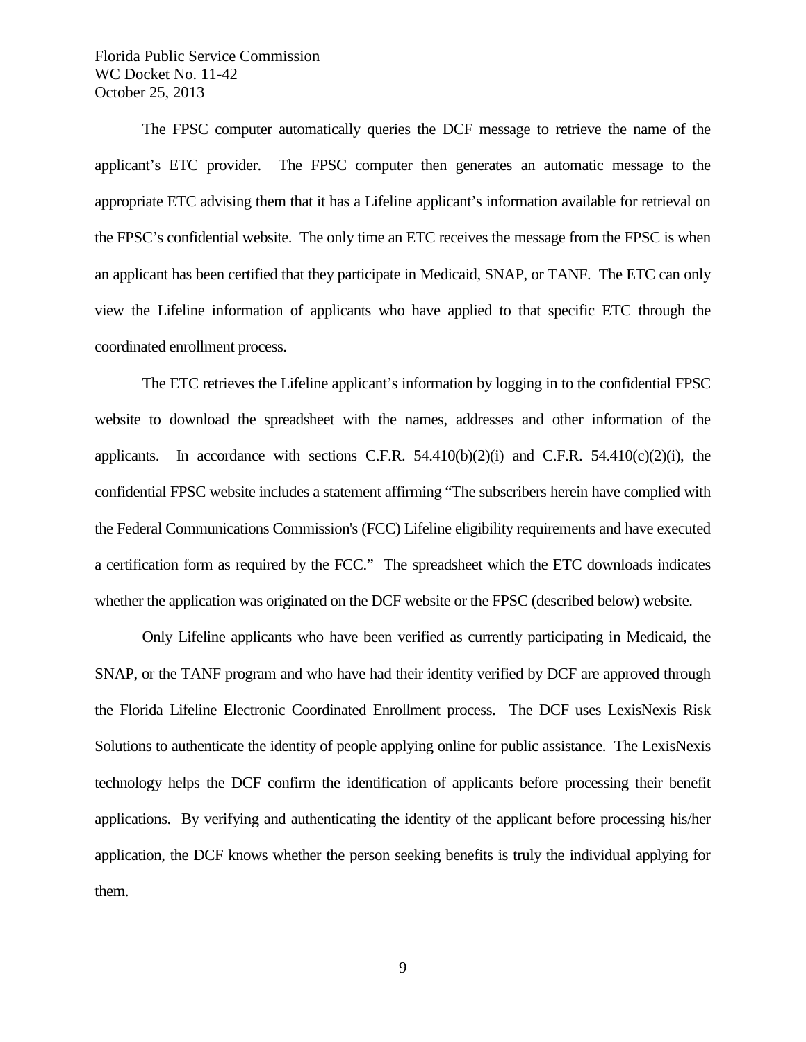The FPSC computer automatically queries the DCF message to retrieve the name of the applicant's ETC provider. The FPSC computer then generates an automatic message to the appropriate ETC advising them that it has a Lifeline applicant's information available for retrieval on the FPSC's confidential website. The only time an ETC receives the message from the FPSC is when an applicant has been certified that they participate in Medicaid, SNAP, or TANF. The ETC can only view the Lifeline information of applicants who have applied to that specific ETC through the coordinated enrollment process.

The ETC retrieves the Lifeline applicant's information by logging in to the confidential FPSC website to download the spreadsheet with the names, addresses and other information of the applicants. In accordance with sections C.F.R. 54.410(b)(2)(i) and C.F.R. 54.410(c)(2)(i), the confidential FPSC website includes a statement affirming "The subscribers herein have complied with the Federal Communications Commission's (FCC) Lifeline eligibility requirements and have executed a certification form as required by the FCC." The spreadsheet which the ETC downloads indicates whether the application was originated on the DCF website or the FPSC (described below) website.

Only Lifeline applicants who have been verified as currently participating in Medicaid, the SNAP, or the TANF program and who have had their identity verified by DCF are approved through the Florida Lifeline Electronic Coordinated Enrollment process. The DCF uses LexisNexis Risk Solutions to authenticate the identity of people applying online for public assistance. The LexisNexis technology helps the DCF confirm the identification of applicants before processing their benefit applications. By verifying and authenticating the identity of the applicant before processing his/her application, the DCF knows whether the person seeking benefits is truly the individual applying for them.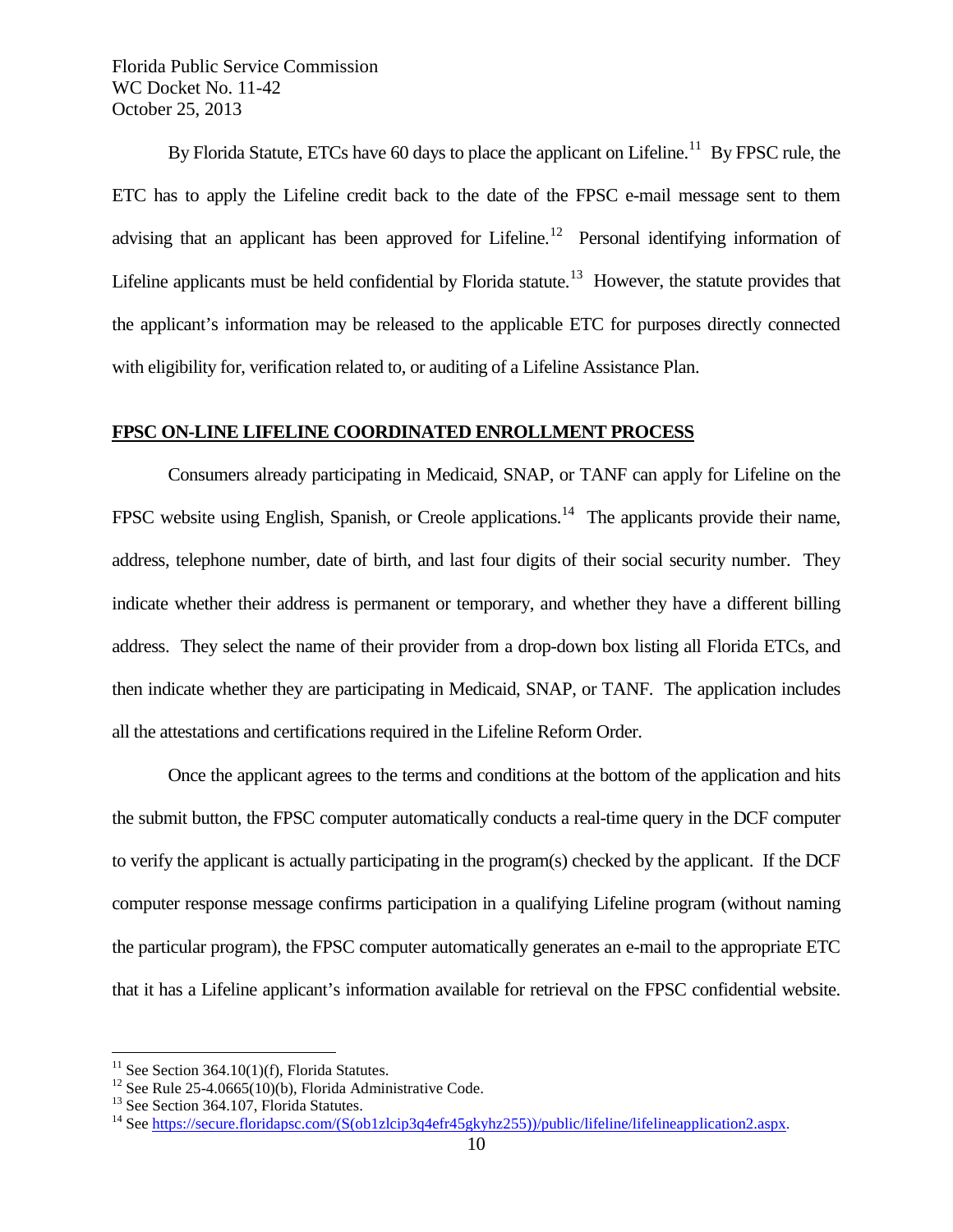By Florida Statute, ETCs have 60 days to place the applicant on Lifeline.[11] By FPSC rule, the ETC has to apply the Lifeline credit back to the date of the FPSC e-mail message sent to them advising that an applicant has been approved for Lifeline.[12] Personal identifying information of Lifeline applicants must be held confidential by Florida statute.[13] However, the statute provides that the applicant's information may be released to the applicable ETC for purposes directly connected with eligibility for, verification related to, or auditing of a Lifeline Assistance Plan.

## FPSC ON-LINE LIFELINE COORDINATED ENROLLMENT PROCESS

Consumers already participating in Medicaid, SNAP, or TANF can apply for Lifeline on the FPSC website using English, Spanish, or Creole applications.[14] The applicants provide their name, address, telephone number, date of birth, and last four digits of their social security number. They indicate whether their address is permanent or temporary, and whether they have a different billing address. They select the name of their provider from a drop-down box listing all Florida ETCs, and then indicate whether they are participating in Medicaid, SNAP, or TANF. The application includes all the attestations and certifications required in the Lifeline Reform Order.

Once the applicant agrees to the terms and conditions at the bottom of the application and hits the submit button, the FPSC computer automatically conducts a real-time query in the DCF computer to verify the applicant is actually participating in the program(s) checked by the applicant. If the DCF computer response message confirms participation in a qualifying Lifeline program (without naming the particular program), the FPSC computer automatically generates an e-mail to the appropriate ETC that it has a Lifeline applicant's information available for retrieval on the FPSC confidential website.

---

[11] See Section 364.10(1)(f), Florida Statutes.

[12] See Rule 25-4.0665(10)(b), Florida Administrative Code.

[13] See Section 364.107, Florida Statutes.

[14] See https://secure.floridapsc.com/(S(ob1zlcip3q4efr45gkyhz255))/public/lifeline/lifelineapplication2.aspx.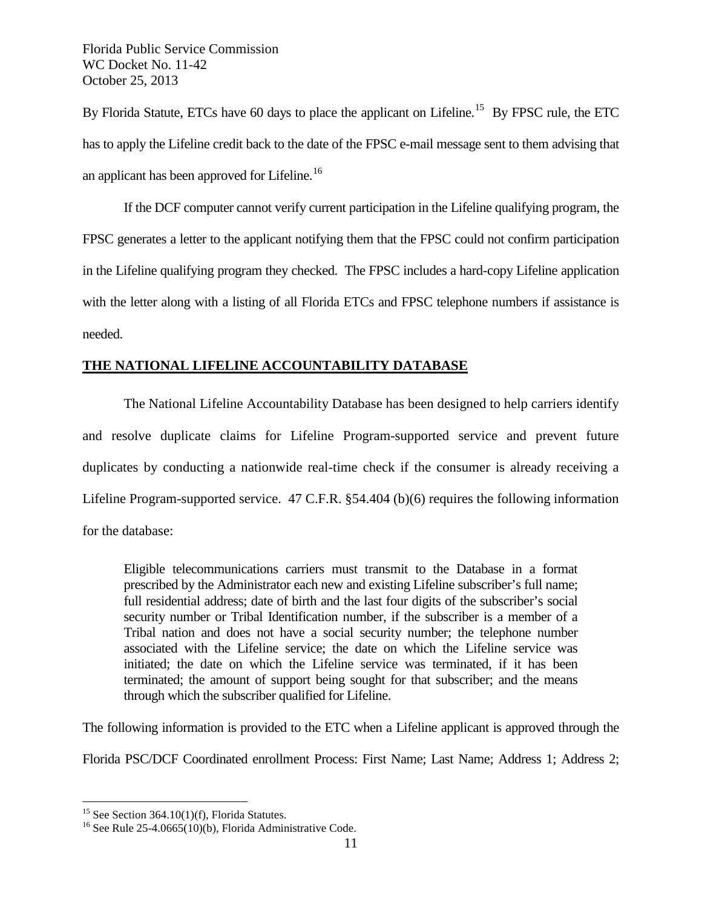By Florida Statute, ETCs have 60 days to place the applicant on Lifeline.[15] By FPSC rule, the ETC has to apply the Lifeline credit back to the date of the FPSC e-mail message sent to them advising that an applicant has been approved for Lifeline.[16]

If the DCF computer cannot verify current participation in the Lifeline qualifying program, the FPSC generates a letter to the applicant notifying them that the FPSC could not confirm participation in the Lifeline qualifying program they checked. The FPSC includes a hard-copy Lifeline application with the letter along with a listing of all Florida ETCs and FPSC telephone numbers if assistance is needed.

## THE NATIONAL LIFELINE ACCOUNTABILITY DATABASE

The National Lifeline Accountability Database has been designed to help carriers identify and resolve duplicate claims for Lifeline Program-supported service and prevent future duplicates by conducting a nationwide real-time check if the consumer is already receiving a Lifeline Program-supported service. 47 C.F.R. §54.404 (b)(6) requires the following information for the database:

> Eligible telecommunications carriers must transmit to the Database in a format prescribed by the Administrator each new and existing Lifeline subscriber's full name; full residential address; date of birth and the last four digits of the subscriber's social security number or Tribal Identification number, if the subscriber is a member of a Tribal nation and does not have a social security number; the telephone number associated with the Lifeline service; the date on which the Lifeline service was initiated; the date on which the Lifeline service was terminated, if it has been terminated; the amount of support being sought for that subscriber; and the means through which the subscriber qualified for Lifeline.

The following information is provided to the ETC when a Lifeline applicant is approved through the Florida PSC/DCF Coordinated enrollment Process: First Name; Last Name; Address 1; Address 2;

---

[15] See Section 364.10(1)(f), Florida Statutes.

[16] See Rule 25-4.0665(10)(b), Florida Administrative Code.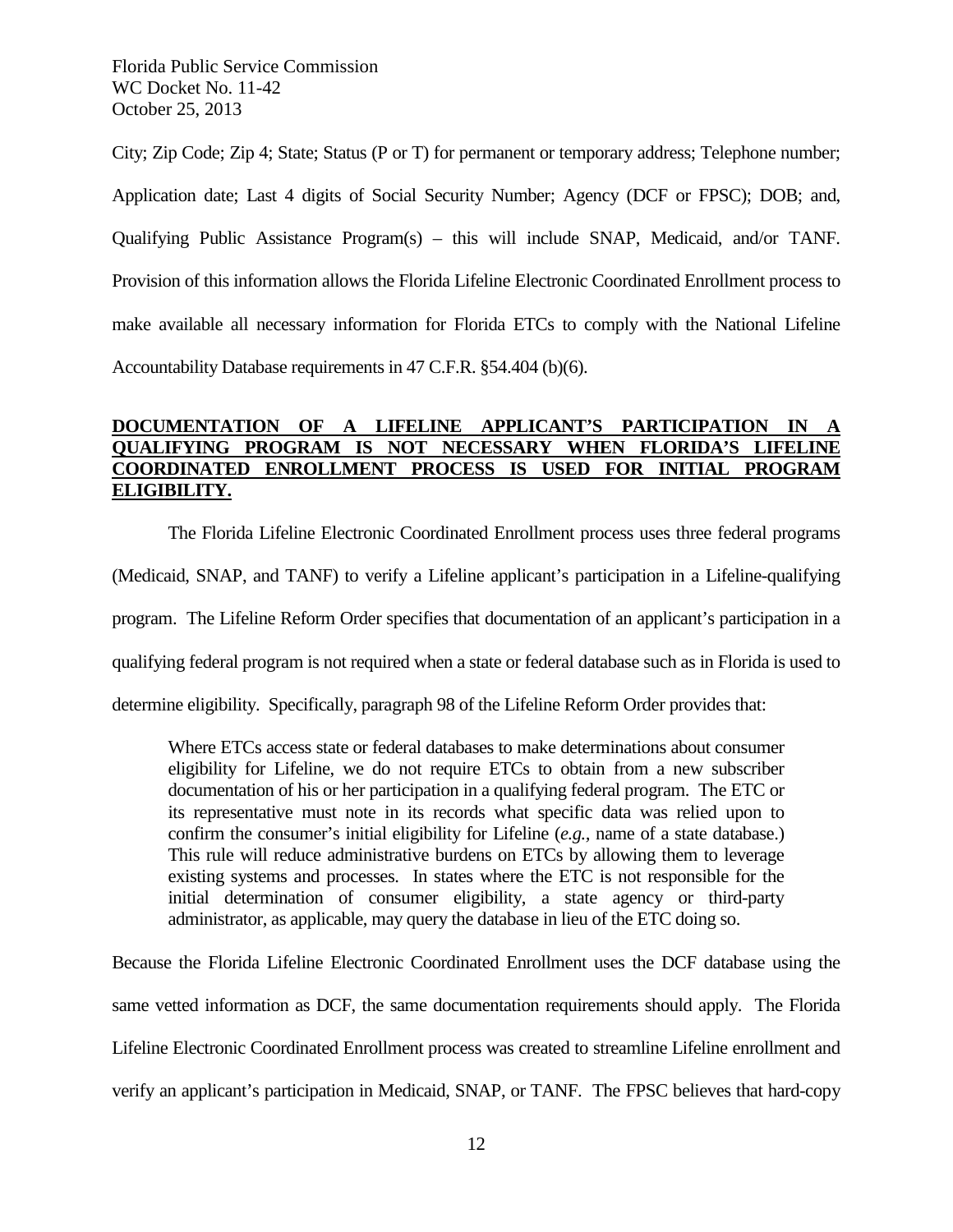City; Zip Code; Zip 4; State; Status (P or T) for permanent or temporary address; Telephone number; Application date; Last 4 digits of Social Security Number; Agency (DCF or FPSC); DOB; and, Qualifying Public Assistance Program(s) – this will include SNAP, Medicaid, and/or TANF. Provision of this information allows the Florida Lifeline Electronic Coordinated Enrollment process to make available all necessary information for Florida ETCs to comply with the National Lifeline Accountability Database requirements in 47 C.F.R. §54.404 (b)(6).

**DOCUMENTATION OF A LIFELINE APPLICANT'S PARTICIPATION IN A QUALIFYING PROGRAM IS NOT NECESSARY WHEN FLORIDA'S LIFELINE COORDINATED ENROLLMENT PROCESS IS USED FOR INITIAL PROGRAM ELIGIBILITY.**

The Florida Lifeline Electronic Coordinated Enrollment process uses three federal programs (Medicaid, SNAP, and TANF) to verify a Lifeline applicant's participation in a Lifeline-qualifying program. The Lifeline Reform Order specifies that documentation of an applicant's participation in a qualifying federal program is not required when a state or federal database such as in Florida is used to determine eligibility. Specifically, paragraph 98 of the Lifeline Reform Order provides that:

> Where ETCs access state or federal databases to make determinations about consumer eligibility for Lifeline, we do not require ETCs to obtain from a new subscriber documentation of his or her participation in a qualifying federal program. The ETC or its representative must note in its records what specific data was relied upon to confirm the consumer's initial eligibility for Lifeline (*e.g.,* name of a state database.) This rule will reduce administrative burdens on ETCs by allowing them to leverage existing systems and processes. In states where the ETC is not responsible for the initial determination of consumer eligibility, a state agency or third-party administrator, as applicable, may query the database in lieu of the ETC doing so.

Because the Florida Lifeline Electronic Coordinated Enrollment uses the DCF database using the same vetted information as DCF, the same documentation requirements should apply. The Florida Lifeline Electronic Coordinated Enrollment process was created to streamline Lifeline enrollment and verify an applicant's participation in Medicaid, SNAP, or TANF. The FPSC believes that hard-copy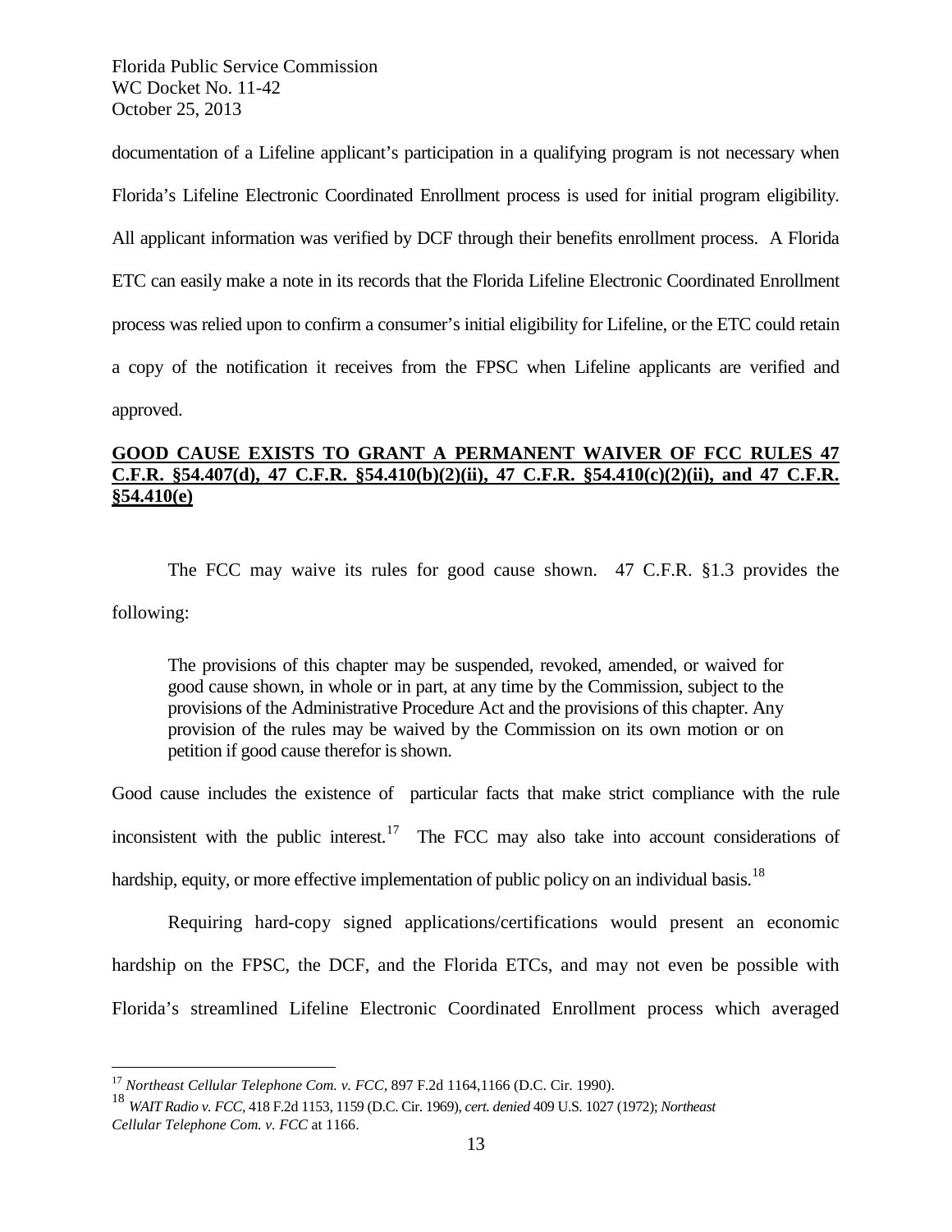documentation of a Lifeline applicant's participation in a qualifying program is not necessary when Florida's Lifeline Electronic Coordinated Enrollment process is used for initial program eligibility. All applicant information was verified by DCF through their benefits enrollment process. A Florida ETC can easily make a note in its records that the Florida Lifeline Electronic Coordinated Enrollment process was relied upon to confirm a consumer's initial eligibility for Lifeline, or the ETC could retain a copy of the notification it receives from the FPSC when Lifeline applicants are verified and approved.

**GOOD CAUSE EXISTS TO GRANT A PERMANENT WAIVER OF FCC RULES 47 C.F.R. §54.407(d), 47 C.F.R. §54.410(b)(2)(ii), 47 C.F.R. §54.410(c)(2)(ii), and 47 C.F.R. §54.410(e)**

The FCC may waive its rules for good cause shown. 47 C.F.R. §1.3 provides the following:

> The provisions of this chapter may be suspended, revoked, amended, or waived for good cause shown, in whole or in part, at any time by the Commission, subject to the provisions of the Administrative Procedure Act and the provisions of this chapter. Any provision of the rules may be waived by the Commission on its own motion or on petition if good cause therefor is shown.

Good cause includes the existence of particular facts that make strict compliance with the rule inconsistent with the public interest.[17] The FCC may also take into account considerations of hardship, equity, or more effective implementation of public policy on an individual basis.[18]

Requiring hard-copy signed applications/certifications would present an economic hardship on the FPSC, the DCF, and the Florida ETCs, and may not even be possible with Florida's streamlined Lifeline Electronic Coordinated Enrollment process which averaged

---

[17] *Northeast Cellular Telephone Com. v. FCC,* 897 F.2d 1164,1166 (D.C. Cir. 1990).

[18] *WAIT Radio v. FCC,* 418 F.2d 1153, 1159 (D.C. Cir. 1969), *cert. denied* 409 U.S. 1027 (1972); *Northeast Cellular Telephone Com. v. FCC* at 1166.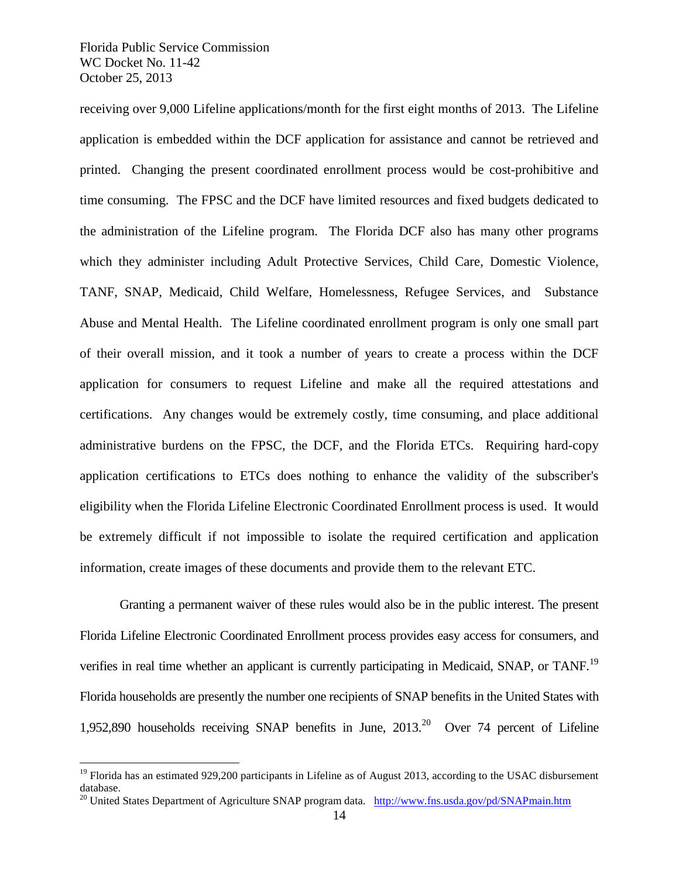receiving over 9,000 Lifeline applications/month for the first eight months of 2013. The Lifeline application is embedded within the DCF application for assistance and cannot be retrieved and printed. Changing the present coordinated enrollment process would be cost-prohibitive and time consuming. The FPSC and the DCF have limited resources and fixed budgets dedicated to the administration of the Lifeline program. The Florida DCF also has many other programs which they administer including Adult Protective Services, Child Care, Domestic Violence, TANF, SNAP, Medicaid, Child Welfare, Homelessness, Refugee Services, and Substance Abuse and Mental Health. The Lifeline coordinated enrollment program is only one small part of their overall mission, and it took a number of years to create a process within the DCF application for consumers to request Lifeline and make all the required attestations and certifications. Any changes would be extremely costly, time consuming, and place additional administrative burdens on the FPSC, the DCF, and the Florida ETCs. Requiring hard-copy application certifications to ETCs does nothing to enhance the validity of the subscriber's eligibility when the Florida Lifeline Electronic Coordinated Enrollment process is used. It would be extremely difficult if not impossible to isolate the required certification and application information, create images of these documents and provide them to the relevant ETC.

Granting a permanent waiver of these rules would also be in the public interest. The present Florida Lifeline Electronic Coordinated Enrollment process provides easy access for consumers, and verifies in real time whether an applicant is currently participating in Medicaid, SNAP, or TANF.[19] Florida households are presently the number one recipients of SNAP benefits in the United States with 1,952,890 households receiving SNAP benefits in June, 2013.[20] Over 74 percent of Lifeline

[19] Florida has an estimated 929,200 participants in Lifeline as of August 2013, according to the USAC disbursement database.

[20] United States Department of Agriculture SNAP program data. http://www.fns.usda.gov/pd/SNAPmain.htm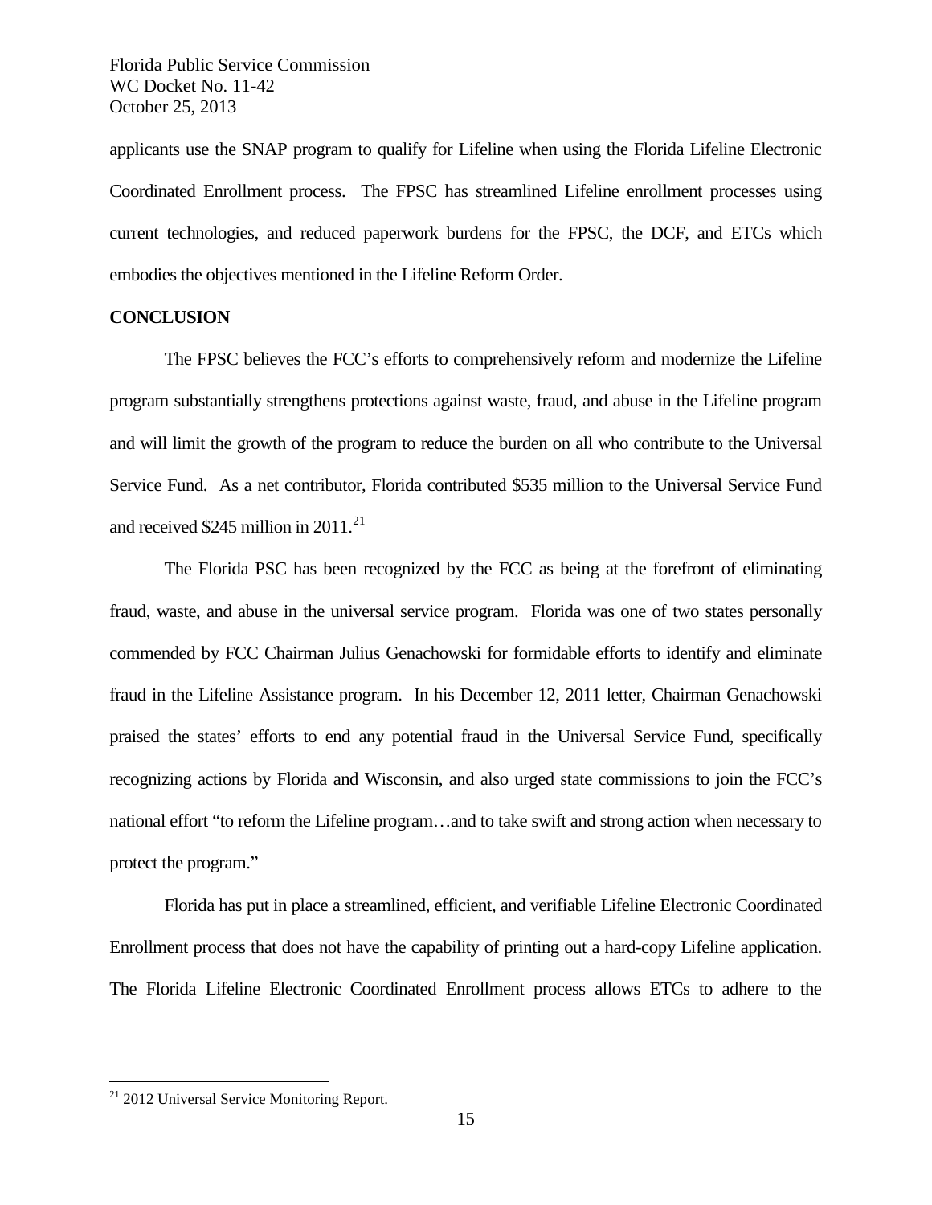applicants use the SNAP program to qualify for Lifeline when using the Florida Lifeline Electronic Coordinated Enrollment process. The FPSC has streamlined Lifeline enrollment processes using current technologies, and reduced paperwork burdens for the FPSC, the DCF, and ETCs which embodies the objectives mentioned in the Lifeline Reform Order.

**CONCLUSION**

The FPSC believes the FCC's efforts to comprehensively reform and modernize the Lifeline program substantially strengthens protections against waste, fraud, and abuse in the Lifeline program and will limit the growth of the program to reduce the burden on all who contribute to the Universal Service Fund. As a net contributor, Florida contributed $535 million to the Universal Service Fund and received $245 million in 2011.[21]

The Florida PSC has been recognized by the FCC as being at the forefront of eliminating fraud, waste, and abuse in the universal service program. Florida was one of two states personally commended by FCC Chairman Julius Genachowski for formidable efforts to identify and eliminate fraud in the Lifeline Assistance program. In his December 12, 2011 letter, Chairman Genachowski praised the states' efforts to end any potential fraud in the Universal Service Fund, specifically recognizing actions by Florida and Wisconsin, and also urged state commissions to join the FCC's national effort "to reform the Lifeline program…and to take swift and strong action when necessary to protect the program."

Florida has put in place a streamlined, efficient, and verifiable Lifeline Electronic Coordinated Enrollment process that does not have the capability of printing out a hard-copy Lifeline application. The Florida Lifeline Electronic Coordinated Enrollment process allows ETCs to adhere to the

---

[21] 2012 Universal Service Monitoring Report.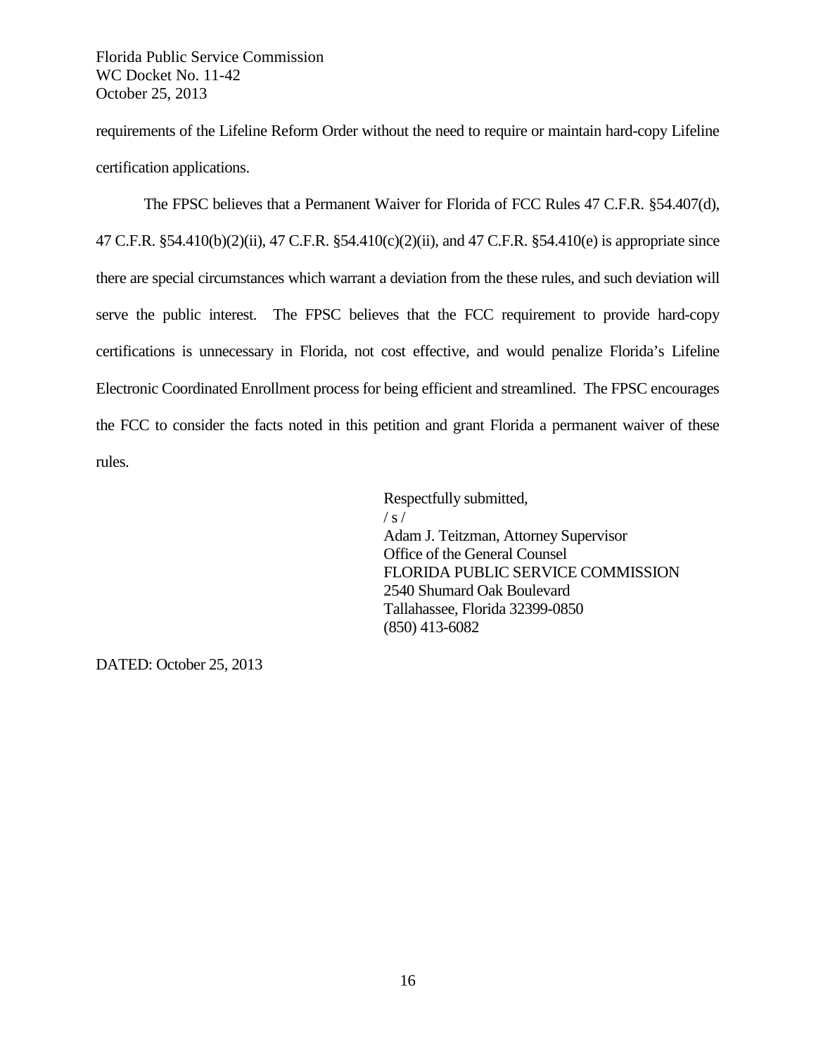requirements of the Lifeline Reform Order without the need to require or maintain hard-copy Lifeline certification applications.

The FPSC believes that a Permanent Waiver for Florida of FCC Rules 47 C.F.R. §54.407(d), 47 C.F.R. §54.410(b)(2)(ii), 47 C.F.R. §54.410(c)(2)(ii), and 47 C.F.R. §54.410(e) is appropriate since there are special circumstances which warrant a deviation from the these rules, and such deviation will serve the public interest. The FPSC believes that the FCC requirement to provide hard-copy certifications is unnecessary in Florida, not cost effective, and would penalize Florida's Lifeline Electronic Coordinated Enrollment process for being efficient and streamlined. The FPSC encourages the FCC to consider the facts noted in this petition and grant Florida a permanent waiver of these rules.

Respectfully submitted,
/ s /
Adam J. Teitzman, Attorney Supervisor
Office of the General Counsel
FLORIDA PUBLIC SERVICE COMMISSION
2540 Shumard Oak Boulevard
Tallahassee, Florida 32399-0850
(850) 413-6082

DATED: October 25, 2013